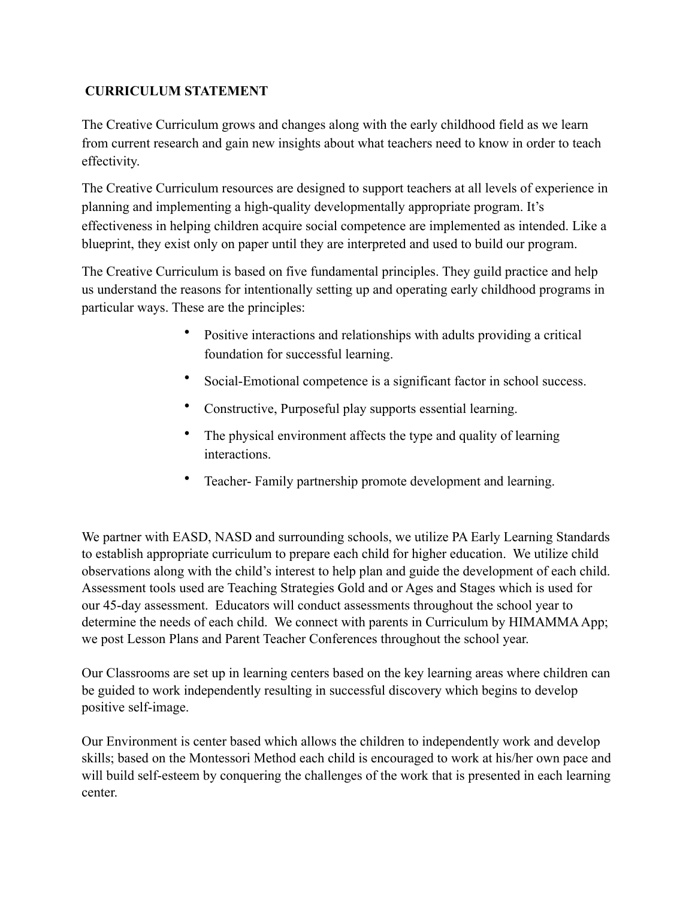**CURRICULUM STATEMENT**

The Creative Curriculum grows and changes along with the early childhood field as we learn from current research and gain new insights about what teachers need to know in order to teach effectivity.

The Creative Curriculum resources are designed to support teachers at all levels of experience in planning and implementing a high-quality developmentally appropriate program. It's effectiveness in helping children acquire social competence are implemented as intended. Like a blueprint, they exist only on paper until they are interpreted and used to build our program.

The Creative Curriculum is based on five fundamental principles. They guild practice and help us understand the reasons for intentionally setting up and operating early childhood programs in particular ways. These are the principles:

- Positive interactions and relationships with adults providing a critical foundation for successful learning.
- Social-Emotional competence is a significant factor in school success.
- Constructive, Purposeful play supports essential learning.
- The physical environment affects the type and quality of learning interactions.
- Teacher- Family partnership promote development and learning.

We partner with EASD, NASD and surrounding schools, we utilize PA Early Learning Standards to establish appropriate curriculum to prepare each child for higher education. We utilize child observations along with the child's interest to help plan and guide the development of each child. Assessment tools used are Teaching Strategies Gold and or Ages and Stages which is used for our 45-day assessment. Educators will conduct assessments throughout the school year to determine the needs of each child. We connect with parents in Curriculum by HIMAMMA App; we post Lesson Plans and Parent Teacher Conferences throughout the school year.

Our Classrooms are set up in learning centers based on the key learning areas where children can be guided to work independently resulting in successful discovery which begins to develop positive self-image.

Our Environment is center based which allows the children to independently work and develop skills; based on the Montessori Method each child is encouraged to work at his/her own pace and will build self-esteem by conquering the challenges of the work that is presented in each learning center.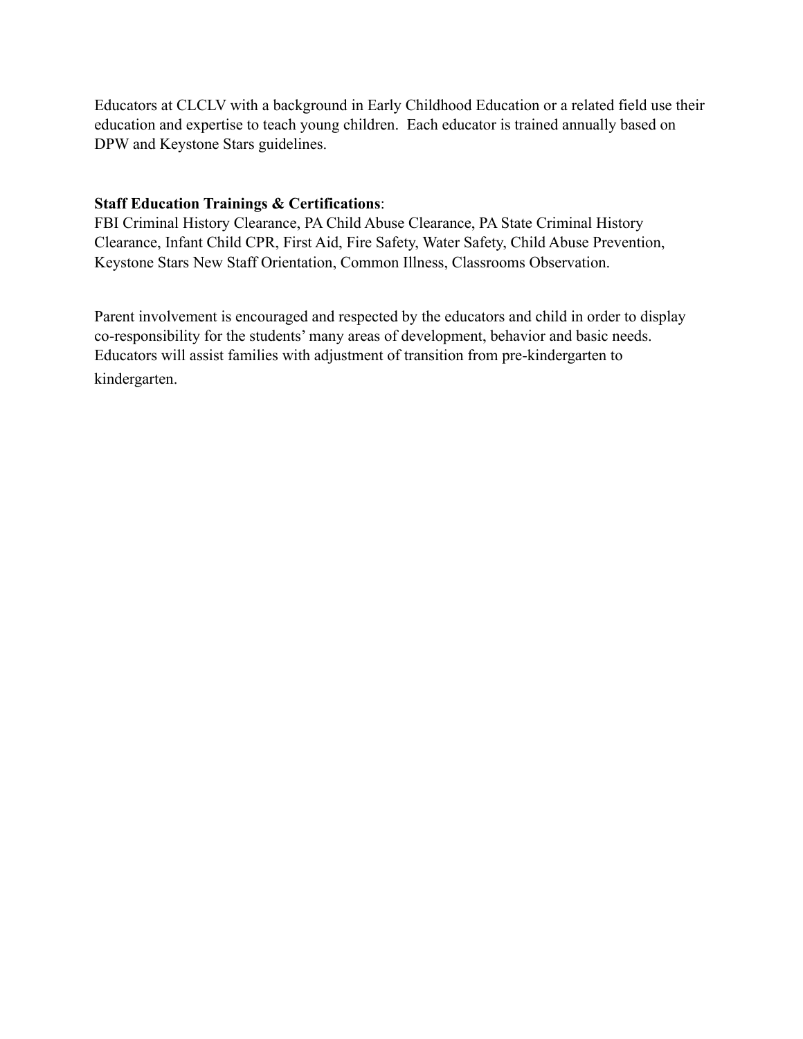Educators at CLCLV with a background in Early Childhood Education or a related field use their education and expertise to teach young children. Each educator is trained annually based on DPW and Keystone Stars guidelines.

**Staff Education Trainings & Certifications**:
FBI Criminal History Clearance, PA Child Abuse Clearance, PA State Criminal History Clearance, Infant Child CPR, First Aid, Fire Safety, Water Safety, Child Abuse Prevention, Keystone Stars New Staff Orientation, Common Illness, Classrooms Observation.

Parent involvement is encouraged and respected by the educators and child in order to display co-responsibility for the students' many areas of development, behavior and basic needs. Educators will assist families with adjustment of transition from pre-kindergarten to kindergarten.